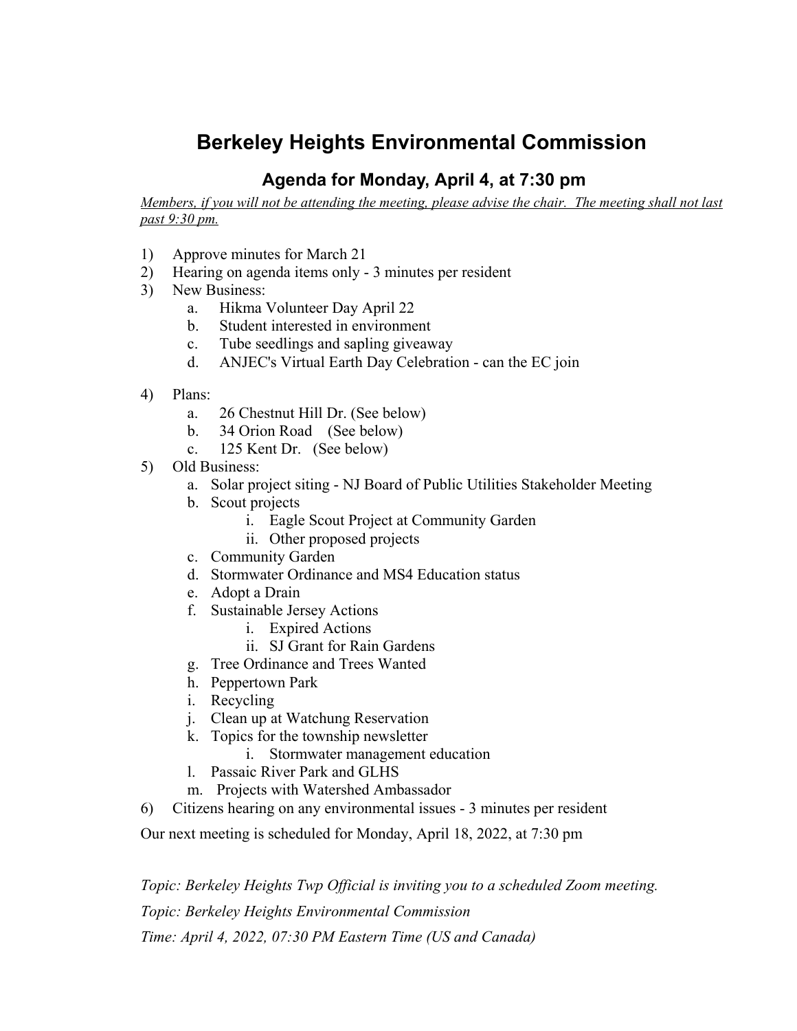# Berkeley Heights Environmental Commission

## Agenda for Monday, April 4, at 7:30 pm

*Members, if you will not be attending the meeting, please advise the chair. The meeting shall not last past 9:30 pm.*

1) Approve minutes for March 21
2) Hearing on agenda items only - 3 minutes per resident
3) New Business:
    a. Hikma Volunteer Day April 22
    b. Student interested in environment
    c. Tube seedlings and sapling giveaway
    d. ANJEC's Virtual Earth Day Celebration - can the EC join
4) Plans:
    a. 26 Chestnut Hill Dr. (See below)
    b. 34 Orion Road (See below)
    c. 125 Kent Dr. (See below)
5) Old Business:
    a. Solar project siting - NJ Board of Public Utilities Stakeholder Meeting
    b. Scout projects
        i. Eagle Scout Project at Community Garden
        ii. Other proposed projects
    c. Community Garden
    d. Stormwater Ordinance and MS4 Education status
    e. Adopt a Drain
    f. Sustainable Jersey Actions
        i. Expired Actions
        ii. SJ Grant for Rain Gardens
    g. Tree Ordinance and Trees Wanted
    h. Peppertown Park
    i. Recycling
    j. Clean up at Watchung Reservation
    k. Topics for the township newsletter
        i. Stormwater management education
    l. Passaic River Park and GLHS
    m. Projects with Watershed Ambassador
6) Citizens hearing on any environmental issues - 3 minutes per resident

Our next meeting is scheduled for Monday, April 18, 2022, at 7:30 pm

*Topic: Berkeley Heights Twp Official is inviting you to a scheduled Zoom meeting.*

*Topic: Berkeley Heights Environmental Commission*

*Time: April 4, 2022, 07:30 PM Eastern Time (US and Canada)*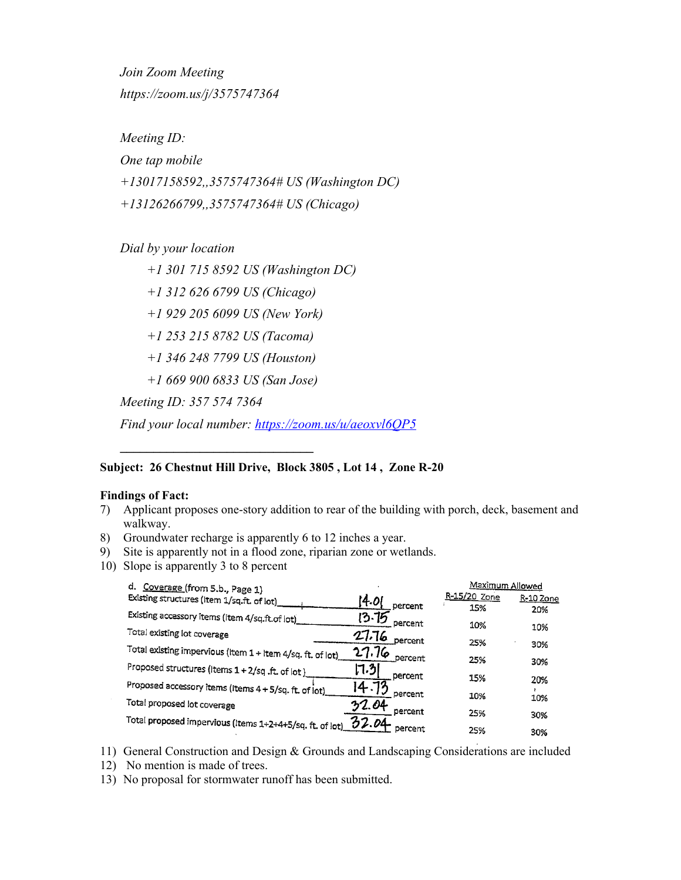*Join Zoom Meeting*

*https://zoom.us/j/3575747364*

*Meeting ID:*

*One tap mobile*

*+13017158592,,3575747364# US (Washington DC)*

*+13126266799,,3575747364# US (Chicago)*

*Dial by your location*

*+1 301 715 8592 US (Washington DC)*

*+1 312 626 6799 US (Chicago)*

*+1 929 205 6099 US (New York)*

*+1 253 215 8782 US (Tacoma)*

*+1 346 248 7799 US (Houston)*

*+1 669 900 6833 US (San Jose)*

*Meeting ID: 357 574 7364*

*Find your local number: https://zoom.us/u/aeoxvl6QP5*

---

**Subject: 26 Chestnut Hill Drive, Block 3805 , Lot 14 , Zone R-20**

**Findings of Fact:**

7) Applicant proposes one-story addition to rear of the building with porch, deck, basement and walkway.
8) Groundwater recharge is apparently 6 to 12 inches a year.
9) Site is apparently not in a flood zone, riparian zone or wetlands.
10) Slope is apparently 3 to 8 percent

| d. Coverage (from 5.b., Page 1) | | Maximum Allowed R-15/20 Zone | Maximum Allowed R-10 Zone |
|---|---|---|---|
| Existing structures (Item 1/sq.ft. of lot) | 14.01 percent | 15% | 20% |
| Existing accessory items (Item 4/sq.ft.of lot) | 13.75 percent | 10% | 10% |
| Total existing lot coverage | 27.76 percent | 25% | 30% |
| Total existing impervious (Item 1 + Item 4/sq. ft. of lot) | 27.76 percent | 25% | 30% |
| Proposed structures (Items 1 + 2/sq .ft. of lot) | 17.31 percent | 15% | 20% |
| Proposed accessory items (Items 4 + 5/sq. ft. of lot) | 14.73 percent | 10% | 10% |
| Total proposed lot coverage | 32.04 percent | 25% | 30% |
| Total proposed impervious (Items 1+2+4+5/sq. ft. of lot) | 32.04 percent | 25% | 30% |

11) General Construction and Design & Grounds and Landscaping Considerations are included
12) No mention is made of trees.
13) No proposal for stormwater runoff has been submitted.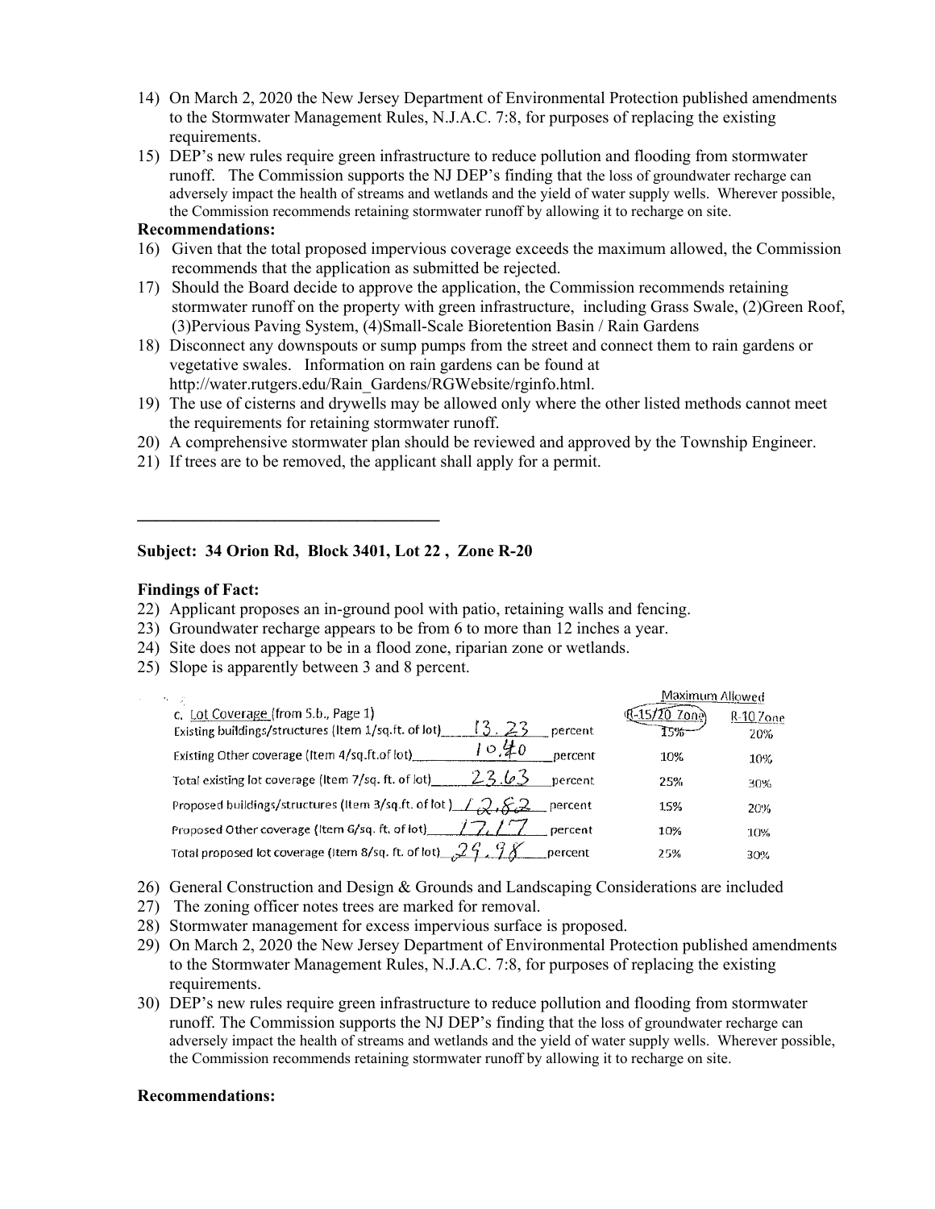14) On March 2, 2020 the New Jersey Department of Environmental Protection published amendments to the Stormwater Management Rules, N.J.A.C. 7:8, for purposes of replacing the existing requirements.
15) DEP's new rules require green infrastructure to reduce pollution and flooding from stormwater runoff. The Commission supports the NJ DEP's finding that the loss of groundwater recharge can adversely impact the health of streams and wetlands and the yield of water supply wells. Wherever possible, the Commission recommends retaining stormwater runoff by allowing it to recharge on site.

**Recommendations:**

16) Given that the total proposed impervious coverage exceeds the maximum allowed, the Commission recommends that the application as submitted be rejected.
17) Should the Board decide to approve the application, the Commission recommends retaining stormwater runoff on the property with green infrastructure, including Grass Swale, (2)Green Roof, (3)Pervious Paving System, (4)Small-Scale Bioretention Basin / Rain Gardens
18) Disconnect any downspouts or sump pumps from the street and connect them to rain gardens or vegetative swales. Information on rain gardens can be found at http://water.rutgers.edu/Rain_Gardens/RGWebsite/rginfo.html.
19) The use of cisterns and drywells may be allowed only where the other listed methods cannot meet the requirements for retaining stormwater runoff.
20) A comprehensive stormwater plan should be reviewed and approved by the Township Engineer.
21) If trees are to be removed, the applicant shall apply for a permit.

---

**Subject: 34 Orion Rd, Block 3401, Lot 22 , Zone R-20**

**Findings of Fact:**

22) Applicant proposes an in-ground pool with patio, retaining walls and fencing.
23) Groundwater recharge appears to be from 6 to more than 12 inches a year.
24) Site does not appear to be in a flood zone, riparian zone or wetlands.
25) Slope is apparently between 3 and 8 percent.

| c. Lot Coverage (from 5.b., Page 1) | | Maximum Allowed R-15/20 Zone | Maximum Allowed R-10 Zone |
|---|---|---|---|
| Existing buildings/structures (Item 1/sq.ft. of lot) | 13.23 percent | 15% | 20% |
| Existing Other coverage (Item 4/sq.ft.of lot) | 10.40 percent | 10% | 10% |
| Total existing lot coverage (Item 7/sq. ft. of lot) | 23.63 percent | 25% | 30% |
| Proposed buildings/structures (Item 3/sq.ft. of lot) | 12.82 percent | 15% | 20% |
| Proposed Other coverage (Item 6/sq. ft. of lot) | 17.17 percent | 10% | 10% |
| Total proposed lot coverage (Item 8/sq. ft. of lot) | 29.98 percent | 25% | 30% |

26) General Construction and Design & Grounds and Landscaping Considerations are included
27) The zoning officer notes trees are marked for removal.
28) Stormwater management for excess impervious surface is proposed.
29) On March 2, 2020 the New Jersey Department of Environmental Protection published amendments to the Stormwater Management Rules, N.J.A.C. 7:8, for purposes of replacing the existing requirements.
30) DEP's new rules require green infrastructure to reduce pollution and flooding from stormwater runoff. The Commission supports the NJ DEP's finding that the loss of groundwater recharge can adversely impact the health of streams and wetlands and the yield of water supply wells. Wherever possible, the Commission recommends retaining stormwater runoff by allowing it to recharge on site.

**Recommendations:**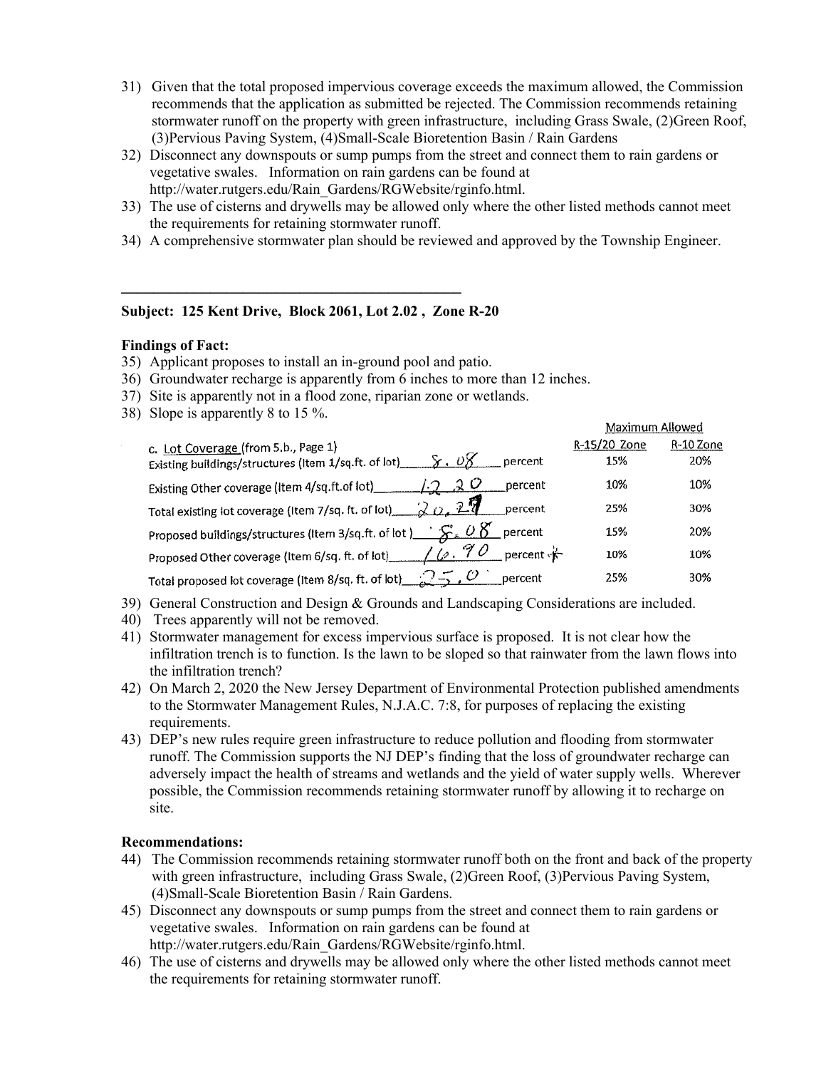31) Given that the total proposed impervious coverage exceeds the maximum allowed, the Commission recommends that the application as submitted be rejected. The Commission recommends retaining stormwater runoff on the property with green infrastructure, including Grass Swale, (2)Green Roof, (3)Pervious Paving System, (4)Small-Scale Bioretention Basin / Rain Gardens
32) Disconnect any downspouts or sump pumps from the street and connect them to rain gardens or vegetative swales. Information on rain gardens can be found at http://water.rutgers.edu/Rain_Gardens/RGWebsite/rginfo.html.
33) The use of cisterns and drywells may be allowed only where the other listed methods cannot meet the requirements for retaining stormwater runoff.
34) A comprehensive stormwater plan should be reviewed and approved by the Township Engineer.

---

**Subject: 125 Kent Drive, Block 2061, Lot 2.02 , Zone R-20**

**Findings of Fact:**

35) Applicant proposes to install an in-ground pool and patio.
36) Groundwater recharge is apparently from 6 inches to more than 12 inches.
37) Site is apparently not in a flood zone, riparian zone or wetlands.
38) Slope is apparently 8 to 15 %.

| c. Lot Coverage (from 5.b., Page 1) | | Maximum Allowed R-15/20 Zone | Maximum Allowed R-10 Zone |
|---|---|---|---|
| Existing buildings/structures (Item 1/sq.ft. of lot) | 8.08 percent | 15% | 20% |
| Existing Other coverage (Item 4/sq.ft.of lot) | 12.20 percent | 10% | 10% |
| Total existing lot coverage (Item 7/sq. ft. of lot) | 20.29 percent | 25% | 30% |
| Proposed buildings/structures (Item 3/sq.ft. of lot) | 8.08 percent | 15% | 20% |
| Proposed Other coverage (Item 6/sq. ft. of lot) | 16.90 percent * | 10% | 10% |
| Total proposed lot coverage (Item 8/sq. ft. of lot) | 25.0 percent | 25% | 30% |

39) General Construction and Design & Grounds and Landscaping Considerations are included.
40) Trees apparently will not be removed.
41) Stormwater management for excess impervious surface is proposed. It is not clear how the infiltration trench is to function. Is the lawn to be sloped so that rainwater from the lawn flows into the infiltration trench?
42) On March 2, 2020 the New Jersey Department of Environmental Protection published amendments to the Stormwater Management Rules, N.J.A.C. 7:8, for purposes of replacing the existing requirements.
43) DEP's new rules require green infrastructure to reduce pollution and flooding from stormwater runoff. The Commission supports the NJ DEP's finding that the loss of groundwater recharge can adversely impact the health of streams and wetlands and the yield of water supply wells. Wherever possible, the Commission recommends retaining stormwater runoff by allowing it to recharge on site.

**Recommendations:**

44) The Commission recommends retaining stormwater runoff both on the front and back of the property with green infrastructure, including Grass Swale, (2)Green Roof, (3)Pervious Paving System, (4)Small-Scale Bioretention Basin / Rain Gardens.
45) Disconnect any downspouts or sump pumps from the street and connect them to rain gardens or vegetative swales. Information on rain gardens can be found at http://water.rutgers.edu/Rain_Gardens/RGWebsite/rginfo.html.
46) The use of cisterns and drywells may be allowed only where the other listed methods cannot meet the requirements for retaining stormwater runoff.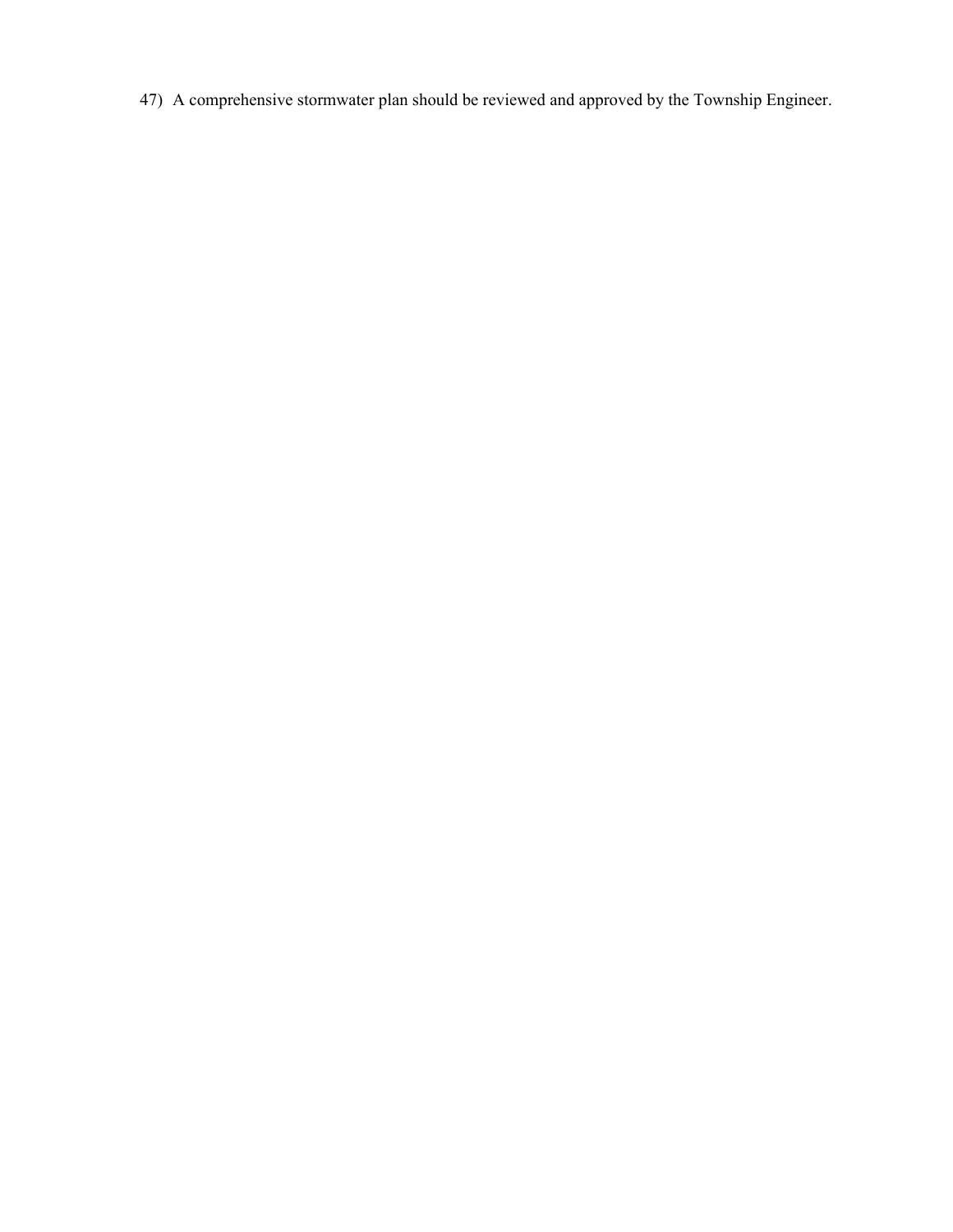47) A comprehensive stormwater plan should be reviewed and approved by the Township Engineer.